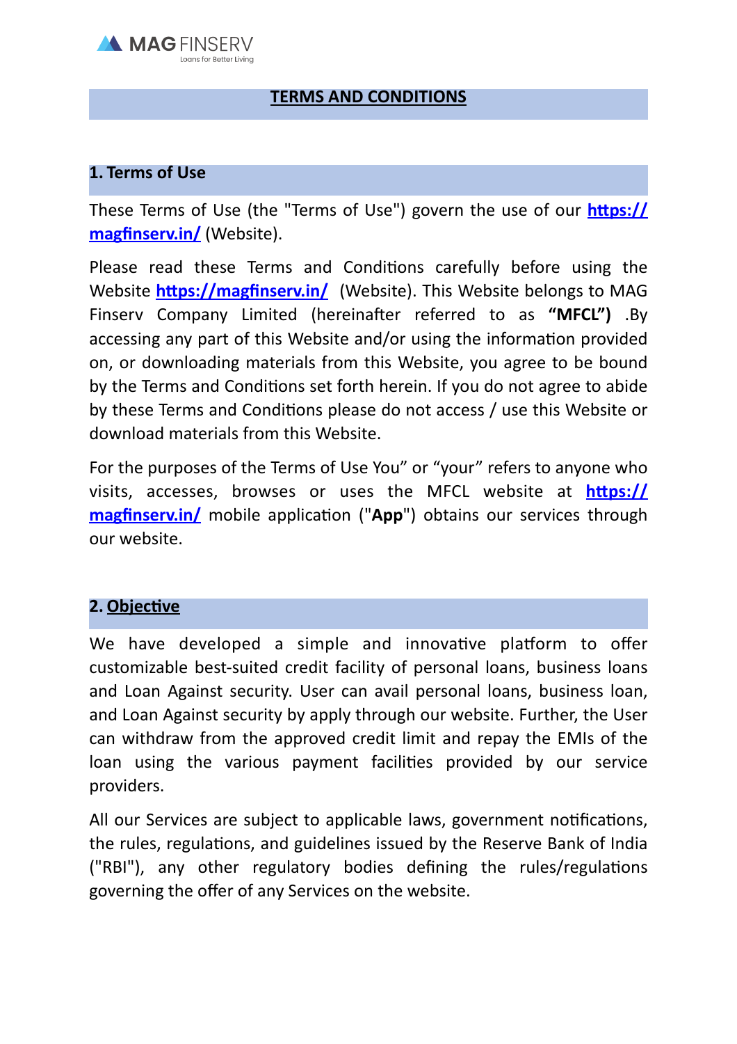MAG FINSERV
Loans for Better Living

# TERMS AND CONDITIONS

## 1. Terms of Use

These Terms of Use (the "Terms of Use") govern the use of our **https://magfinserv.in/** (Website).

Please read these Terms and Conditions carefully before using the Website **https://magfinserv.in/** (Website). This Website belongs to MAG Finserv Company Limited (hereinafter referred to as **"MFCL")** .By accessing any part of this Website and/or using the information provided on, or downloading materials from this Website, you agree to be bound by the Terms and Conditions set forth herein. If you do not agree to abide by these Terms and Conditions please do not access / use this Website or download materials from this Website.

For the purposes of the Terms of Use You" or "your" refers to anyone who visits, accesses, browses or uses the MFCL website at **https://magfinserv.in/** mobile application ("**App**") obtains our services through our website.

## 2. Objective

We have developed a simple and innovative platform to offer customizable best-suited credit facility of personal loans, business loans and Loan Against security. User can avail personal loans, business loan, and Loan Against security by apply through our website. Further, the User can withdraw from the approved credit limit and repay the EMIs of the loan using the various payment facilities provided by our service providers.

All our Services are subject to applicable laws, government notifications, the rules, regulations, and guidelines issued by the Reserve Bank of India ("RBI"), any other regulatory bodies defining the rules/regulations governing the offer of any Services on the website.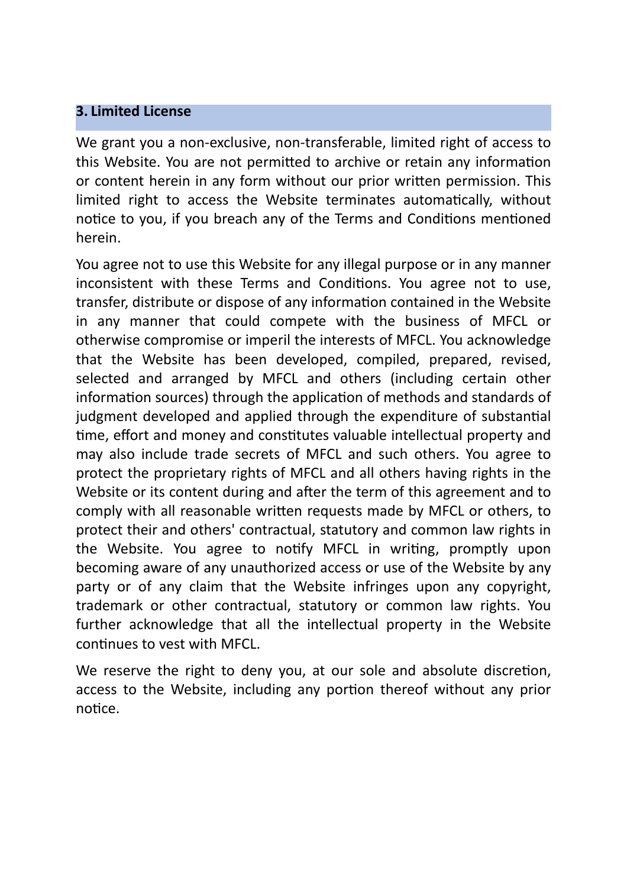## 3. Limited License

We grant you a non-exclusive, non-transferable, limited right of access to this Website. You are not permitted to archive or retain any information or content herein in any form without our prior written permission. This limited right to access the Website terminates automatically, without notice to you, if you breach any of the Terms and Conditions mentioned herein.

You agree not to use this Website for any illegal purpose or in any manner inconsistent with these Terms and Conditions. You agree not to use, transfer, distribute or dispose of any information contained in the Website in any manner that could compete with the business of MFCL or otherwise compromise or imperil the interests of MFCL. You acknowledge that the Website has been developed, compiled, prepared, revised, selected and arranged by MFCL and others (including certain other information sources) through the application of methods and standards of judgment developed and applied through the expenditure of substantial time, effort and money and constitutes valuable intellectual property and may also include trade secrets of MFCL and such others. You agree to protect the proprietary rights of MFCL and all others having rights in the Website or its content during and after the term of this agreement and to comply with all reasonable written requests made by MFCL or others, to protect their and others' contractual, statutory and common law rights in the Website. You agree to notify MFCL in writing, promptly upon becoming aware of any unauthorized access or use of the Website by any party or of any claim that the Website infringes upon any copyright, trademark or other contractual, statutory or common law rights. You further acknowledge that all the intellectual property in the Website continues to vest with MFCL.

We reserve the right to deny you, at our sole and absolute discretion, access to the Website, including any portion thereof without any prior notice.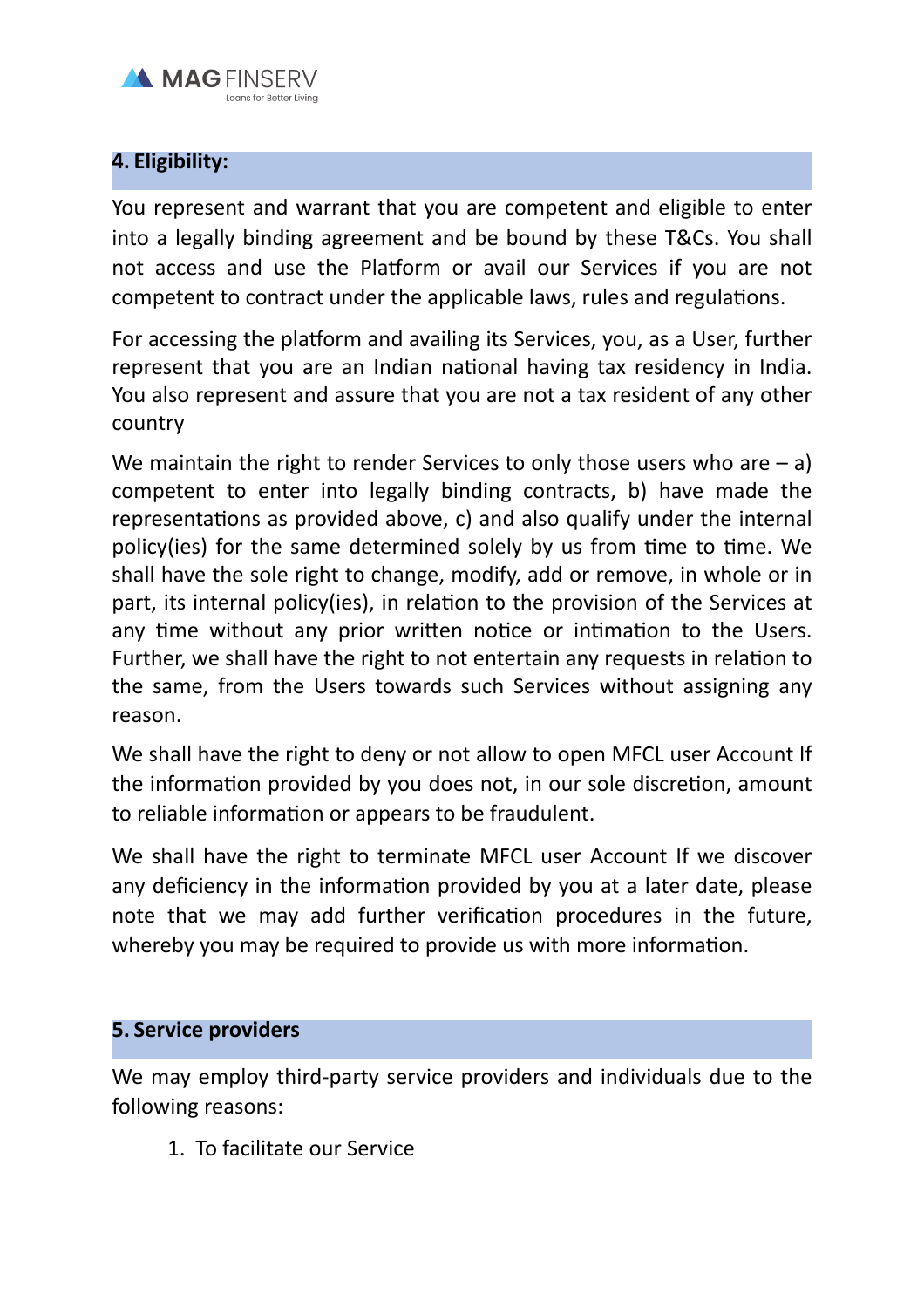## 4. Eligibility:

You represent and warrant that you are competent and eligible to enter into a legally binding agreement and be bound by these T&Cs. You shall not access and use the Platform or avail our Services if you are not competent to contract under the applicable laws, rules and regulations.

For accessing the platform and availing its Services, you, as a User, further represent that you are an Indian national having tax residency in India. You also represent and assure that you are not a tax resident of any other country

We maintain the right to render Services to only those users who are – a) competent to enter into legally binding contracts, b) have made the representations as provided above, c) and also qualify under the internal policy(ies) for the same determined solely by us from time to time. We shall have the sole right to change, modify, add or remove, in whole or in part, its internal policy(ies), in relation to the provision of the Services at any time without any prior written notice or intimation to the Users. Further, we shall have the right to not entertain any requests in relation to the same, from the Users towards such Services without assigning any reason.

We shall have the right to deny or not allow to open MFCL user Account If the information provided by you does not, in our sole discretion, amount to reliable information or appears to be fraudulent.

We shall have the right to terminate MFCL user Account If we discover any deficiency in the information provided by you at a later date, please note that we may add further verification procedures in the future, whereby you may be required to provide us with more information.

## 5. Service providers

We may employ third-party service providers and individuals due to the following reasons:

1. To facilitate our Service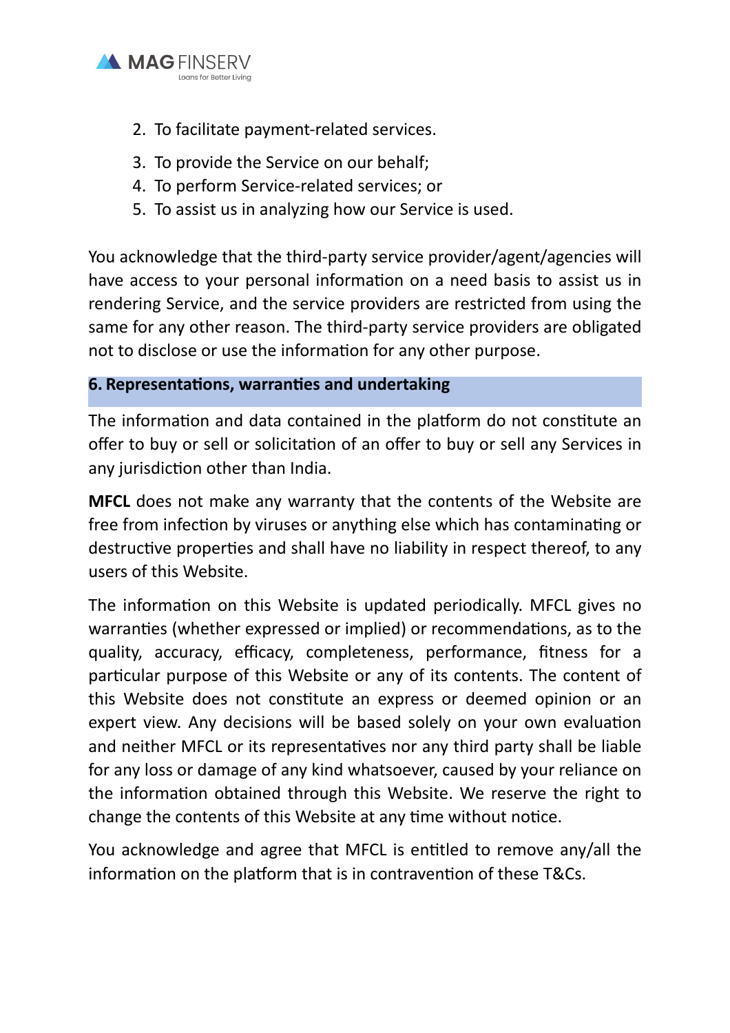2. To facilitate payment-related services.
3. To provide the Service on our behalf;
4. To perform Service-related services; or
5. To assist us in analyzing how our Service is used.

You acknowledge that the third-party service provider/agent/agencies will have access to your personal information on a need basis to assist us in rendering Service, and the service providers are restricted from using the same for any other reason. The third-party service providers are obligated not to disclose or use the information for any other purpose.

## 6. Representations, warranties and undertaking

The information and data contained in the platform do not constitute an offer to buy or sell or solicitation of an offer to buy or sell any Services in any jurisdiction other than India.

**MFCL** does not make any warranty that the contents of the Website are free from infection by viruses or anything else which has contaminating or destructive properties and shall have no liability in respect thereof, to any users of this Website.

The information on this Website is updated periodically. MFCL gives no warranties (whether expressed or implied) or recommendations, as to the quality, accuracy, efficacy, completeness, performance, fitness for a particular purpose of this Website or any of its contents. The content of this Website does not constitute an express or deemed opinion or an expert view. Any decisions will be based solely on your own evaluation and neither MFCL or its representatives nor any third party shall be liable for any loss or damage of any kind whatsoever, caused by your reliance on the information obtained through this Website. We reserve the right to change the contents of this Website at any time without notice.

You acknowledge and agree that MFCL is entitled to remove any/all the information on the platform that is in contravention of these T&Cs.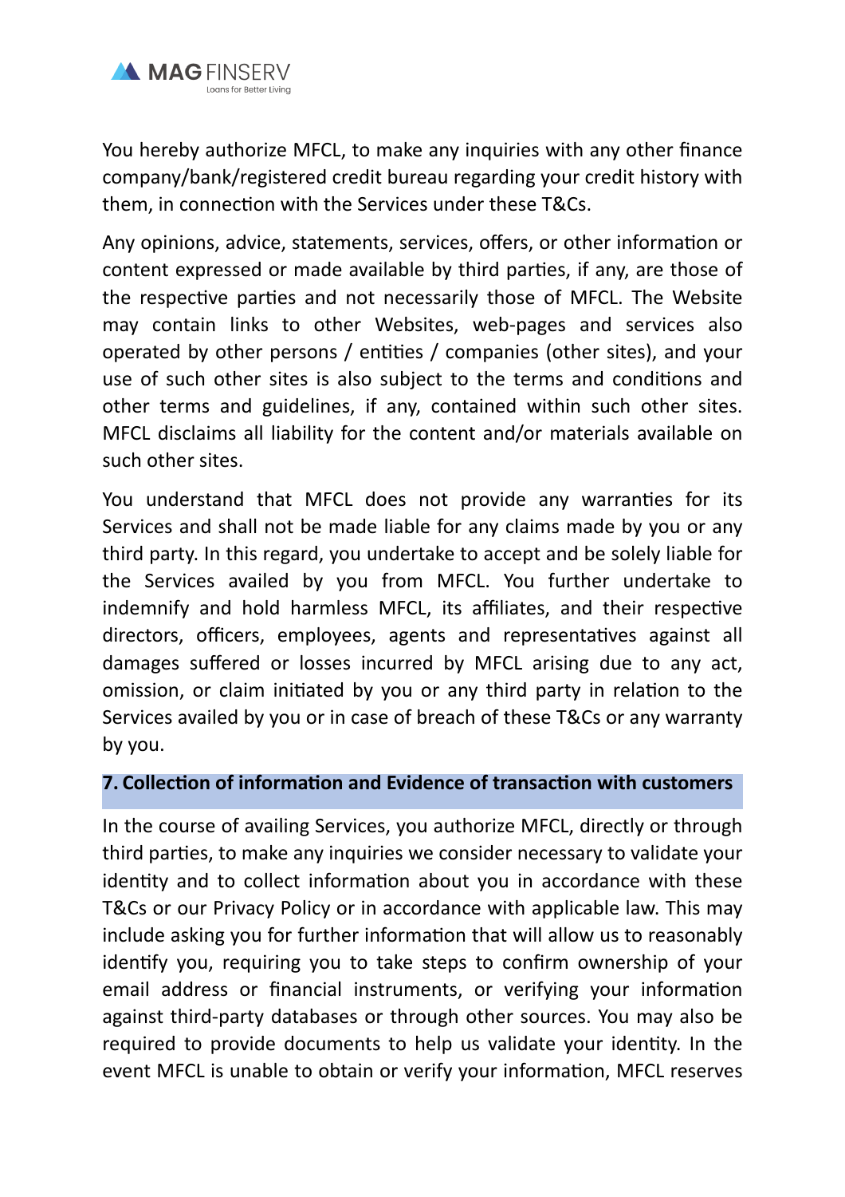You hereby authorize MFCL, to make any inquiries with any other finance company/bank/registered credit bureau regarding your credit history with them, in connection with the Services under these T&Cs.

Any opinions, advice, statements, services, offers, or other information or content expressed or made available by third parties, if any, are those of the respective parties and not necessarily those of MFCL. The Website may contain links to other Websites, web-pages and services also operated by other persons / entities / companies (other sites), and your use of such other sites is also subject to the terms and conditions and other terms and guidelines, if any, contained within such other sites. MFCL disclaims all liability for the content and/or materials available on such other sites.

You understand that MFCL does not provide any warranties for its Services and shall not be made liable for any claims made by you or any third party. In this regard, you undertake to accept and be solely liable for the Services availed by you from MFCL. You further undertake to indemnify and hold harmless MFCL, its affiliates, and their respective directors, officers, employees, agents and representatives against all damages suffered or losses incurred by MFCL arising due to any act, omission, or claim initiated by you or any third party in relation to the Services availed by you or in case of breach of these T&Cs or any warranty by you.

## 7. Collection of information and Evidence of transaction with customers

In the course of availing Services, you authorize MFCL, directly or through third parties, to make any inquiries we consider necessary to validate your identity and to collect information about you in accordance with these T&Cs or our Privacy Policy or in accordance with applicable law. This may include asking you for further information that will allow us to reasonably identify you, requiring you to take steps to confirm ownership of your email address or financial instruments, or verifying your information against third-party databases or through other sources. You may also be required to provide documents to help us validate your identity. In the event MFCL is unable to obtain or verify your information, MFCL reserves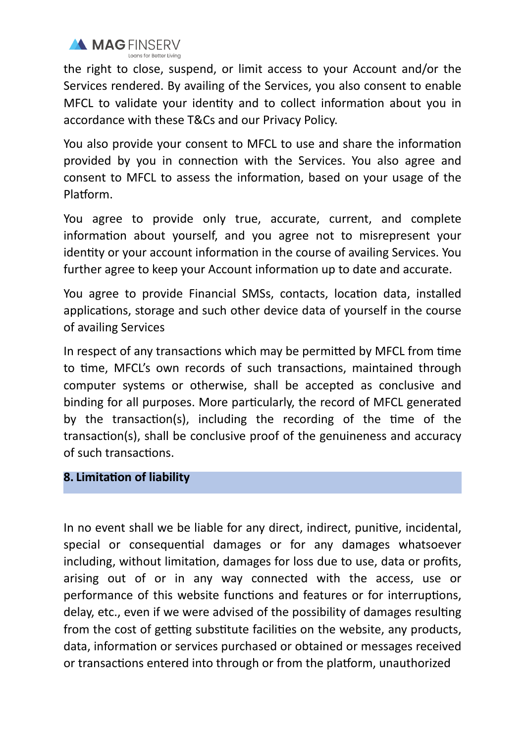the right to close, suspend, or limit access to your Account and/or the Services rendered. By availing of the Services, you also consent to enable MFCL to validate your identity and to collect information about you in accordance with these T&Cs and our Privacy Policy.

You also provide your consent to MFCL to use and share the information provided by you in connection with the Services. You also agree and consent to MFCL to assess the information, based on your usage of the Platform.

You agree to provide only true, accurate, current, and complete information about yourself, and you agree not to misrepresent your identity or your account information in the course of availing Services. You further agree to keep your Account information up to date and accurate.

You agree to provide Financial SMSs, contacts, location data, installed applications, storage and such other device data of yourself in the course of availing Services

In respect of any transactions which may be permitted by MFCL from time to time, MFCL's own records of such transactions, maintained through computer systems or otherwise, shall be accepted as conclusive and binding for all purposes. More particularly, the record of MFCL generated by the transaction(s), including the recording of the time of the transaction(s), shall be conclusive proof of the genuineness and accuracy of such transactions.

## 8. Limitation of liability

In no event shall we be liable for any direct, indirect, punitive, incidental, special or consequential damages or for any damages whatsoever including, without limitation, damages for loss due to use, data or profits, arising out of or in any way connected with the access, use or performance of this website functions and features or for interruptions, delay, etc., even if we were advised of the possibility of damages resulting from the cost of getting substitute facilities on the website, any products, data, information or services purchased or obtained or messages received or transactions entered into through or from the platform, unauthorized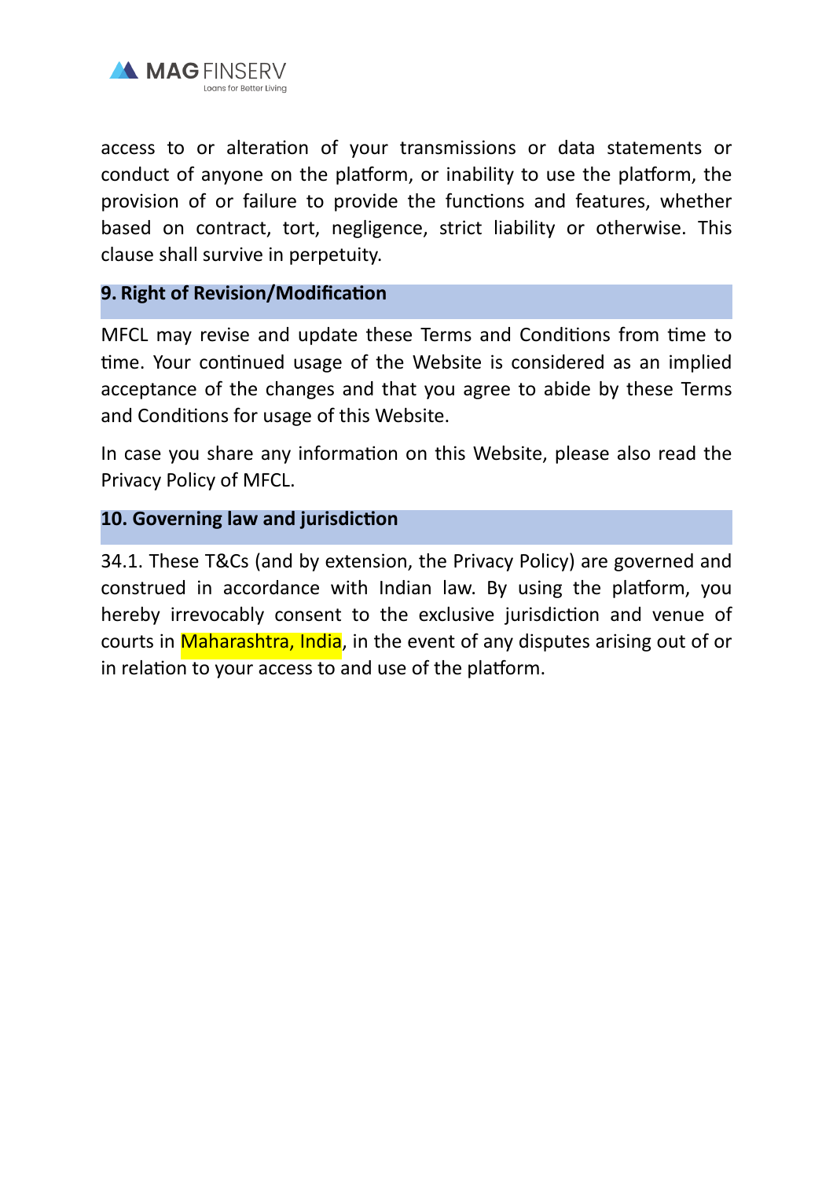access to or alteration of your transmissions or data statements or conduct of anyone on the platform, or inability to use the platform, the provision of or failure to provide the functions and features, whether based on contract, tort, negligence, strict liability or otherwise. This clause shall survive in perpetuity.

## 9. Right of Revision/Modification

MFCL may revise and update these Terms and Conditions from time to time. Your continued usage of the Website is considered as an implied acceptance of the changes and that you agree to abide by these Terms and Conditions for usage of this Website.

In case you share any information on this Website, please also read the Privacy Policy of MFCL.

## 10. Governing law and jurisdiction

34.1. These T&Cs (and by extension, the Privacy Policy) are governed and construed in accordance with Indian law. By using the platform, you hereby irrevocably consent to the exclusive jurisdiction and venue of courts in Maharashtra, India, in the event of any disputes arising out of or in relation to your access to and use of the platform.